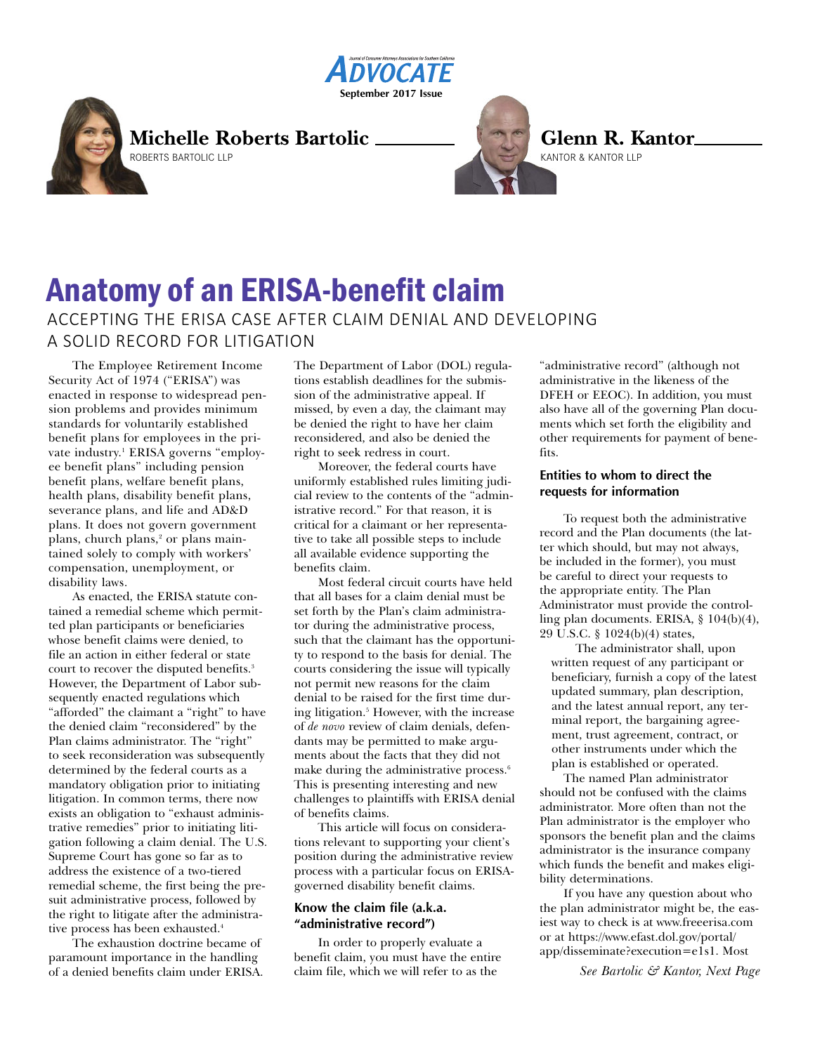Michelle Roberts Bartolic
ROBERTS BARTOLIC LLP

Glenn R. Kantor
KANTOR & KANTOR LLP

# Anatomy of an ERISA-benefit claim

## ACCEPTING THE ERISA CASE AFTER CLAIM DENIAL AND DEVELOPING A SOLID RECORD FOR LITIGATION

The Employee Retirement Income Security Act of 1974 ("ERISA") was enacted in response to widespread pension problems and provides minimum standards for voluntarily established benefit plans for employees in the private industry.[1] ERISA governs "employee benefit plans" including pension benefit plans, welfare benefit plans, health plans, disability benefit plans, severance plans, and life and AD&D plans. It does not govern government plans, church plans,[2] or plans maintained solely to comply with workers' compensation, unemployment, or disability laws.

As enacted, the ERISA statute contained a remedial scheme which permitted plan participants or beneficiaries whose benefit claims were denied, to file an action in either federal or state court to recover the disputed benefits.[3] However, the Department of Labor subsequently enacted regulations which "afforded" the claimant a "right" to have the denied claim "reconsidered" by the Plan claims administrator. The "right" to seek reconsideration was subsequently determined by the federal courts as a mandatory obligation prior to initiating litigation. In common terms, there now exists an obligation to "exhaust administrative remedies" prior to initiating litigation following a claim denial. The U.S. Supreme Court has gone so far as to address the existence of a two-tiered remedial scheme, the first being the pre-suit administrative process, followed by the right to litigate after the administrative process has been exhausted.[4]

The exhaustion doctrine became of paramount importance in the handling of a denied benefits claim under ERISA. The Department of Labor (DOL) regulations establish deadlines for the submission of the administrative appeal. If missed, by even a day, the claimant may be denied the right to have her claim reconsidered, and also be denied the right to seek redress in court.

Moreover, the federal courts have uniformly established rules limiting judicial review to the contents of the "administrative record." For that reason, it is critical for a claimant or her representative to take all possible steps to include all available evidence supporting the benefits claim.

Most federal circuit courts have held that all bases for a claim denial must be set forth by the Plan's claim administrator during the administrative process, such that the claimant has the opportunity to respond to the basis for denial. The courts considering the issue will typically not permit new reasons for the claim denial to be raised for the first time during litigation.[5] However, with the increase of *de novo* review of claim denials, defendants may be permitted to make arguments about the facts that they did not make during the administrative process.[6] This is presenting interesting and new challenges to plaintiffs with ERISA denial of benefits claims.

This article will focus on considerations relevant to supporting your client's position during the administrative review process with a particular focus on ERISA-governed disability benefit claims.

### Know the claim file (a.k.a. "administrative record")

In order to properly evaluate a benefit claim, you must have the entire claim file, which we will refer to as the "administrative record" (although not administrative in the likeness of the DFEH or EEOC). In addition, you must also have all of the governing Plan documents which set forth the eligibility and other requirements for payment of benefits.

### Entities to whom to direct the requests for information

To request both the administrative record and the Plan documents (the latter which should, but may not always, be included in the former), you must be careful to direct your requests to the appropriate entity. The Plan Administrator must provide the controlling plan documents. ERISA, § 104(b)(4), 29 U.S.C. § 1024(b)(4) states,

> The administrator shall, upon written request of any participant or beneficiary, furnish a copy of the latest updated summary, plan description, and the latest annual report, any terminal report, the bargaining agreement, trust agreement, contract, or other instruments under which the plan is established or operated.

The named Plan administrator should not be confused with the claims administrator. More often than not the Plan administrator is the employer who sponsors the benefit plan and the claims administrator is the insurance company which funds the benefit and makes eligibility determinations.

If you have any question about who the plan administrator might be, the easiest way to check is at www.freeerisa.com or at https://www.efast.dol.gov/portal/app/disseminate?execution=e1s1. Most

*See Bartolic & Kantor, Next Page*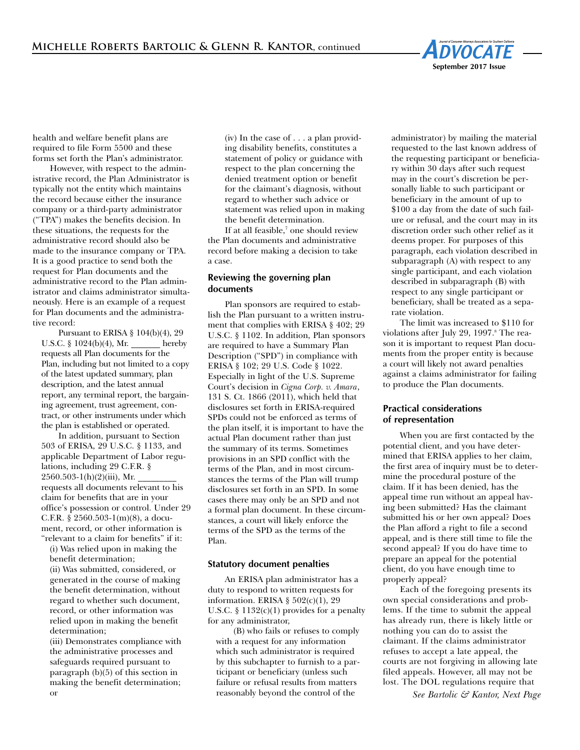health and welfare benefit plans are required to file Form 5500 and these forms set forth the Plan's administrator.

However, with respect to the administrative record, the Plan Administrator is typically not the entity which maintains the record because either the insurance company or a third-party administrator ("TPA") makes the benefits decision. In these situations, the requests for the administrative record should also be made to the insurance company or TPA. It is a good practice to send both the request for Plan documents and the administrative record to the Plan administrator and claims administrator simultaneously. Here is an example of a request for Plan documents and the administrative record:

> Pursuant to ERISA § 104(b)(4), 29 U.S.C. § 1024(b)(4), Mr. _______ hereby requests all Plan documents for the Plan, including but not limited to a copy of the latest updated summary, plan description, and the latest annual report, any terminal report, the bargaining agreement, trust agreement, contract, or other instruments under which the plan is established or operated.
>
> In addition, pursuant to Section 503 of ERISA, 29 U.S.C. § 1133, and applicable Department of Labor regulations, including 29 C.F.R. § 2560.503-1(h)(2)(iii), Mr. ________ requests all documents relevant to his claim for benefits that are in your office's possession or control. Under 29 C.F.R. § 2560.503-1(m)(8), a document, record, or other information is "relevant to a claim for benefits" if it:
>
> (i) Was relied upon in making the benefit determination;
>
> (ii) Was submitted, considered, or generated in the course of making the benefit determination, without regard to whether such document, record, or other information was relied upon in making the benefit determination;
>
> (iii) Demonstrates compliance with the administrative processes and safeguards required pursuant to paragraph (b)(5) of this section in making the benefit determination; or
>
> (iv) In the case of . . . a plan providing disability benefits, constitutes a statement of policy or guidance with respect to the plan concerning the denied treatment option or benefit for the claimant's diagnosis, without regard to whether such advice or statement was relied upon in making the benefit determination.

If at all feasible,[7] one should review the Plan documents and administrative record before making a decision to take a case.

### Reviewing the governing plan documents

Plan sponsors are required to establish the Plan pursuant to a written instrument that complies with ERISA § 402; 29 U.S.C. § 1102. In addition, Plan sponsors are required to have a Summary Plan Description ("SPD") in compliance with ERISA § 102; 29 U.S. Code § 1022. Especially in light of the U.S. Supreme Court's decision in *Cigna Corp. v. Amara*, 131 S. Ct. 1866 (2011), which held that disclosures set forth in ERISA-required SPDs could not be enforced as terms of the plan itself, it is important to have the actual Plan document rather than just the summary of its terms. Sometimes provisions in an SPD conflict with the terms of the Plan, and in most circumstances the terms of the Plan will trump disclosures set forth in an SPD. In some cases there may only be an SPD and not a formal plan document. In these circumstances, a court will likely enforce the terms of the SPD as the terms of the Plan.

### Statutory document penalties

An ERISA plan administrator has a duty to respond to written requests for information. ERISA § 502(c)(1), 29 U.S.C. § 1132(c)(1) provides for a penalty for any administrator,

> (B) who fails or refuses to comply with a request for any information which such administrator is required by this subchapter to furnish to a participant or beneficiary (unless such failure or refusal results from matters reasonably beyond the control of the administrator) by mailing the material requested to the last known address of the requesting participant or beneficiary within 30 days after such request may in the court's discretion be personally liable to such participant or beneficiary in the amount of up to $100 a day from the date of such failure or refusal, and the court may in its discretion order such other relief as it deems proper. For purposes of this paragraph, each violation described in subparagraph (A) with respect to any single participant, and each violation described in subparagraph (B) with respect to any single participant or beneficiary, shall be treated as a separate violation.

The limit was increased to $110 for violations after July 29, 1997.[8] The reason it is important to request Plan documents from the proper entity is because a court will likely not award penalties against a claims administrator for failing to produce the Plan documents.

### Practical considerations of representation

When you are first contacted by the potential client, and you have determined that ERISA applies to her claim, the first area of inquiry must be to determine the procedural posture of the claim. If it has been denied, has the appeal time run without an appeal having been submitted? Has the claimant submitted his or her own appeal? Does the Plan afford a right to file a second appeal, and is there still time to file the second appeal? If you do have time to prepare an appeal for the potential client, do you have enough time to properly appeal?

Each of the foregoing presents its own special considerations and problems. If the time to submit the appeal has already run, there is likely little or nothing you can do to assist the claimant. If the claims administrator refuses to accept a late appeal, the courts are not forgiving in allowing late filed appeals. However, all may not be lost. The DOL regulations require that

*See Bartolic & Kantor, Next Page*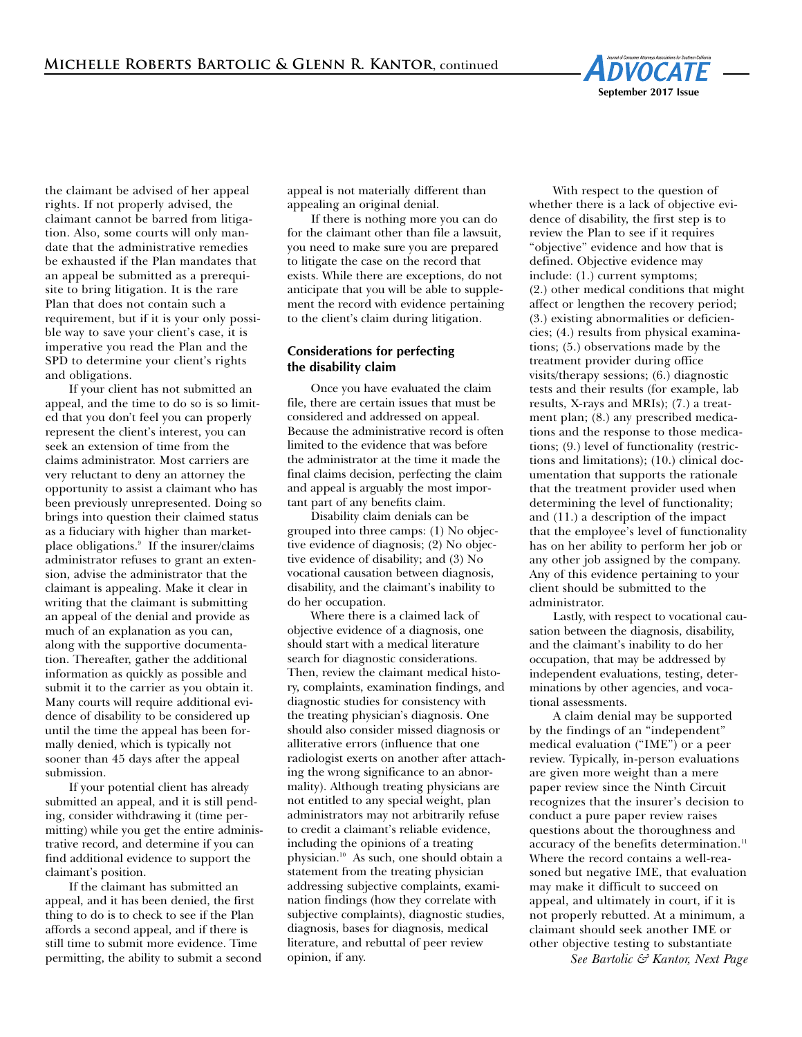the claimant be advised of her appeal rights. If not properly advised, the claimant cannot be barred from litigation. Also, some courts will only mandate that the administrative remedies be exhausted if the Plan mandates that an appeal be submitted as a prerequisite to bring litigation. It is the rare Plan that does not contain such a requirement, but if it is your only possible way to save your client's case, it is imperative you read the Plan and the SPD to determine your client's rights and obligations.

If your client has not submitted an appeal, and the time to do so is so limited that you don't feel you can properly represent the client's interest, you can seek an extension of time from the claims administrator. Most carriers are very reluctant to deny an attorney the opportunity to assist a claimant who has been previously unrepresented. Doing so brings into question their claimed status as a fiduciary with higher than marketplace obligations.[9] If the insurer/claims administrator refuses to grant an extension, advise the administrator that the claimant is appealing. Make it clear in writing that the claimant is submitting an appeal of the denial and provide as much of an explanation as you can, along with the supportive documentation. Thereafter, gather the additional information as quickly as possible and submit it to the carrier as you obtain it. Many courts will require additional evidence of disability to be considered up until the time the appeal has been formally denied, which is typically not sooner than 45 days after the appeal submission.

If your potential client has already submitted an appeal, and it is still pending, consider withdrawing it (time permitting) while you get the entire administrative record, and determine if you can find additional evidence to support the claimant's position.

If the claimant has submitted an appeal, and it has been denied, the first thing to do is to check to see if the Plan affords a second appeal, and if there is still time to submit more evidence. Time permitting, the ability to submit a second appeal is not materially different than appealing an original denial.

If there is nothing more you can do for the claimant other than file a lawsuit, you need to make sure you are prepared to litigate the case on the record that exists. While there are exceptions, do not anticipate that you will be able to supplement the record with evidence pertaining to the client's claim during litigation.

### Considerations for perfecting the disability claim

Once you have evaluated the claim file, there are certain issues that must be considered and addressed on appeal. Because the administrative record is often limited to the evidence that was before the administrator at the time it made the final claims decision, perfecting the claim and appeal is arguably the most important part of any benefits claim.

Disability claim denials can be grouped into three camps: (1) No objective evidence of diagnosis; (2) No objective evidence of disability; and (3) No vocational causation between diagnosis, disability, and the claimant's inability to do her occupation.

Where there is a claimed lack of objective evidence of a diagnosis, one should start with a medical literature search for diagnostic considerations. Then, review the claimant medical history, complaints, examination findings, and diagnostic studies for consistency with the treating physician's diagnosis. One should also consider missed diagnosis or alliterative errors (influence that one radiologist exerts on another after attaching the wrong significance to an abnormality). Although treating physicians are not entitled to any special weight, plan administrators may not arbitrarily refuse to credit a claimant's reliable evidence, including the opinions of a treating physician.[10] As such, one should obtain a statement from the treating physician addressing subjective complaints, examination findings (how they correlate with subjective complaints), diagnostic studies, diagnosis, bases for diagnosis, medical literature, and rebuttal of peer review opinion, if any.

With respect to the question of whether there is a lack of objective evidence of disability, the first step is to review the Plan to see if it requires "objective" evidence and how that is defined. Objective evidence may include: (1.) current symptoms; (2.) other medical conditions that might affect or lengthen the recovery period; (3.) existing abnormalities or deficiencies; (4.) results from physical examinations; (5.) observations made by the treatment provider during office visits/therapy sessions; (6.) diagnostic tests and their results (for example, lab results, X-rays and MRIs); (7.) a treatment plan; (8.) any prescribed medications and the response to those medications; (9.) level of functionality (restrictions and limitations); (10.) clinical documentation that supports the rationale that the treatment provider used when determining the level of functionality; and (11.) a description of the impact that the employee's level of functionality has on her ability to perform her job or any other job assigned by the company. Any of this evidence pertaining to your client should be submitted to the administrator.

Lastly, with respect to vocational causation between the diagnosis, disability, and the claimant's inability to do her occupation, that may be addressed by independent evaluations, testing, determinations by other agencies, and vocational assessments.

A claim denial may be supported by the findings of an "independent" medical evaluation ("IME") or a peer review. Typically, in-person evaluations are given more weight than a mere paper review since the Ninth Circuit recognizes that the insurer's decision to conduct a pure paper review raises questions about the thoroughness and accuracy of the benefits determination.[11] Where the record contains a well-reasoned but negative IME, that evaluation may make it difficult to succeed on appeal, and ultimately in court, if it is not properly rebutted. At a minimum, a claimant should seek another IME or other objective testing to substantiate

*See Bartolic & Kantor, Next Page*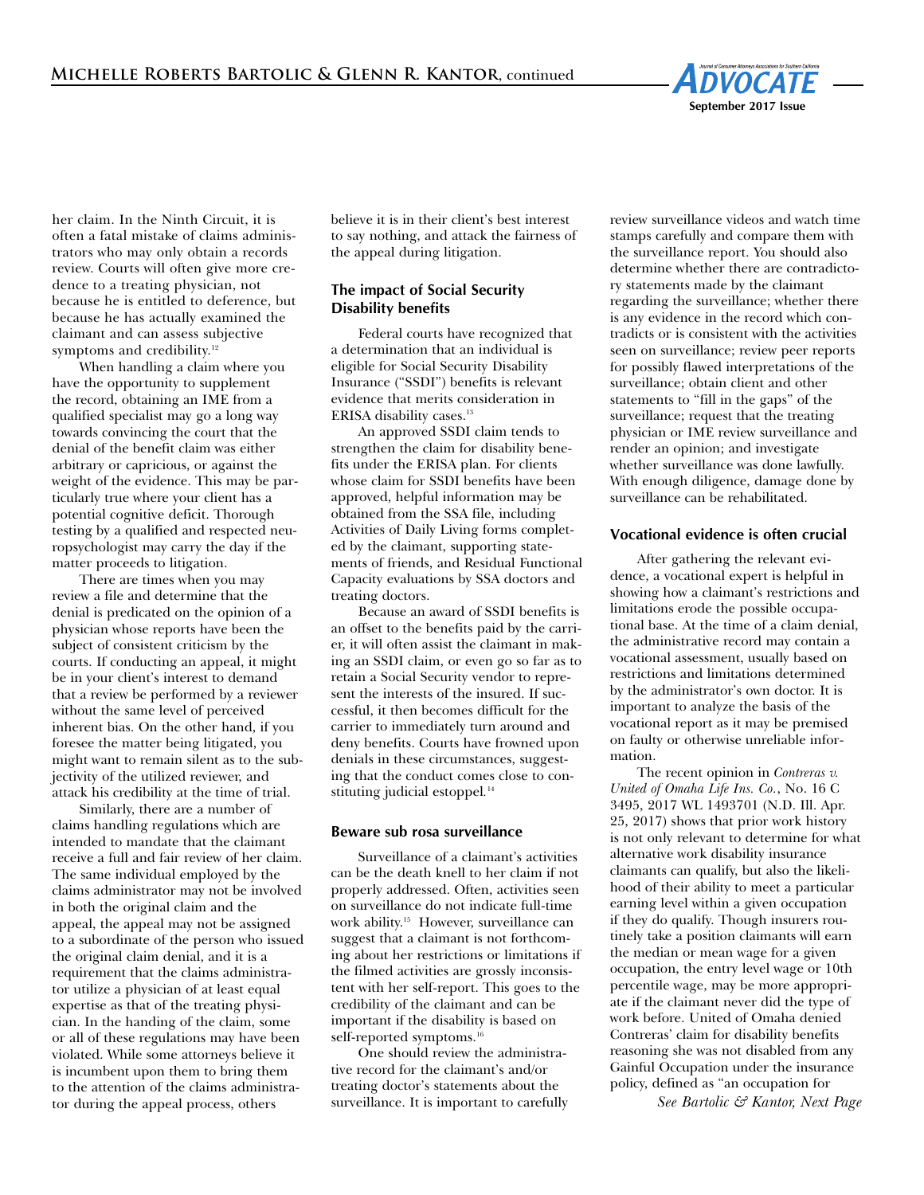her claim. In the Ninth Circuit, it is often a fatal mistake of claims administrators who may only obtain a records review. Courts will often give more credence to a treating physician, not because he is entitled to deference, but because he has actually examined the claimant and can assess subjective symptoms and credibility.[12]

When handling a claim where you have the opportunity to supplement the record, obtaining an IME from a qualified specialist may go a long way towards convincing the court that the denial of the benefit claim was either arbitrary or capricious, or against the weight of the evidence. This may be particularly true where your client has a potential cognitive deficit. Thorough testing by a qualified and respected neuropsychologist may carry the day if the matter proceeds to litigation.

There are times when you may review a file and determine that the denial is predicated on the opinion of a physician whose reports have been the subject of consistent criticism by the courts. If conducting an appeal, it might be in your client's interest to demand that a review be performed by a reviewer without the same level of perceived inherent bias. On the other hand, if you foresee the matter being litigated, you might want to remain silent as to the subjectivity of the utilized reviewer, and attack his credibility at the time of trial.

Similarly, there are a number of claims handling regulations which are intended to mandate that the claimant receive a full and fair review of her claim. The same individual employed by the claims administrator may not be involved in both the original claim and the appeal, the appeal may not be assigned to a subordinate of the person who issued the original claim denial, and it is a requirement that the claims administrator utilize a physician of at least equal expertise as that of the treating physician. In the handing of the claim, some or all of these regulations may have been violated. While some attorneys believe it is incumbent upon them to bring them to the attention of the claims administrator during the appeal process, others believe it is in their client's best interest to say nothing, and attack the fairness of the appeal during litigation.

### The impact of Social Security Disability benefits

Federal courts have recognized that a determination that an individual is eligible for Social Security Disability Insurance ("SSDI") benefits is relevant evidence that merits consideration in ERISA disability cases.[13]

An approved SSDI claim tends to strengthen the claim for disability benefits under the ERISA plan. For clients whose claim for SSDI benefits have been approved, helpful information may be obtained from the SSA file, including Activities of Daily Living forms completed by the claimant, supporting statements of friends, and Residual Functional Capacity evaluations by SSA doctors and treating doctors.

Because an award of SSDI benefits is an offset to the benefits paid by the carrier, it will often assist the claimant in making an SSDI claim, or even go so far as to retain a Social Security vendor to represent the interests of the insured. If successful, it then becomes difficult for the carrier to immediately turn around and deny benefits. Courts have frowned upon denials in these circumstances, suggesting that the conduct comes close to constituting judicial estoppel.[14]

### Beware sub rosa surveillance

Surveillance of a claimant's activities can be the death knell to her claim if not properly addressed. Often, activities seen on surveillance do not indicate full-time work ability.[15] However, surveillance can suggest that a claimant is not forthcoming about her restrictions or limitations if the filmed activities are grossly inconsistent with her self-report. This goes to the credibility of the claimant and can be important if the disability is based on self-reported symptoms.[16]

One should review the administrative record for the claimant's and/or treating doctor's statements about the surveillance. It is important to carefully review surveillance videos and watch time stamps carefully and compare them with the surveillance report. You should also determine whether there are contradictory statements made by the claimant regarding the surveillance; whether there is any evidence in the record which contradicts or is consistent with the activities seen on surveillance; review peer reports for possibly flawed interpretations of the surveillance; obtain client and other statements to "fill in the gaps" of the surveillance; request that the treating physician or IME review surveillance and render an opinion; and investigate whether surveillance was done lawfully. With enough diligence, damage done by surveillance can be rehabilitated.

### Vocational evidence is often crucial

After gathering the relevant evidence, a vocational expert is helpful in showing how a claimant's restrictions and limitations erode the possible occupational base. At the time of a claim denial, the administrative record may contain a vocational assessment, usually based on restrictions and limitations determined by the administrator's own doctor. It is important to analyze the basis of the vocational report as it may be premised on faulty or otherwise unreliable information.

The recent opinion in *Contreras v. United of Omaha Life Ins. Co.*, No. 16 C 3495, 2017 WL 1493701 (N.D. Ill. Apr. 25, 2017) shows that prior work history is not only relevant to determine for what alternative work disability insurance claimants can qualify, but also the likelihood of their ability to meet a particular earning level within a given occupation if they do qualify. Though insurers routinely take a position claimants will earn the median or mean wage for a given occupation, the entry level wage or 10th percentile wage, may be more appropriate if the claimant never did the type of work before. United of Omaha denied Contreras' claim for disability benefits reasoning she was not disabled from any Gainful Occupation under the insurance policy, defined as "an occupation for

*See Bartolic & Kantor, Next Page*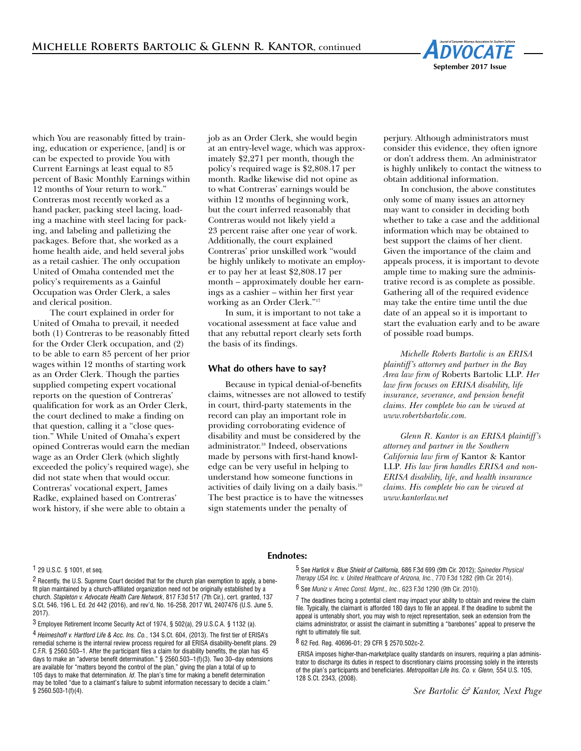which You are reasonably fitted by training, education or experience, [and] is or can be expected to provide You with Current Earnings at least equal to 85 percent of Basic Monthly Earnings within 12 months of Your return to work." Contreras most recently worked as a hand packer, packing steel lacing, loading a machine with steel lacing for packing, and labeling and palletizing the packages. Before that, she worked as a home health aide, and held several jobs as a retail cashier. The only occupation United of Omaha contended met the policy's requirements as a Gainful Occupation was Order Clerk, a sales and clerical position.

The court explained in order for United of Omaha to prevail, it needed both (1) Contreras to be reasonably fitted for the Order Clerk occupation, and (2) to be able to earn 85 percent of her prior wages within 12 months of starting work as an Order Clerk. Though the parties supplied competing expert vocational reports on the question of Contreras' qualification for work as an Order Clerk, the court declined to make a finding on that question, calling it a "close question." While United of Omaha's expert opined Contreras would earn the median wage as an Order Clerk (which slightly exceeded the policy's required wage), she did not state when that would occur. Contreras' vocational expert, James Radke, explained based on Contreras' work history, if she were able to obtain a job as an Order Clerk, she would begin at an entry-level wage, which was approximately $2,271 per month, though the policy's required wage is $2,808.17 per month. Radke likewise did not opine as to what Contreras' earnings would be within 12 months of beginning work, but the court inferred reasonably that Contreras would not likely yield a 23 percent raise after one year of work. Additionally, the court explained Contreras' prior unskilled work "would be highly unlikely to motivate an employer to pay her at least $2,808.17 per month – approximately double her earnings as a cashier – within her first year working as an Order Clerk."[17]

In sum, it is important to not take a vocational assessment at face value and that any rebuttal report clearly sets forth the basis of its findings.

## What do others have to say?

Because in typical denial-of-benefits claims, witnesses are not allowed to testify in court, third-party statements in the record can play an important role in providing corroborating evidence of disability and must be considered by the administrator.[18] Indeed, observations made by persons with first-hand knowledge can be very useful in helping to understand how someone functions in activities of daily living on a daily basis.[19] The best practice is to have the witnesses sign statements under the penalty of perjury. Although administrators must consider this evidence, they often ignore or don't address them. An administrator is highly unlikely to contact the witness to obtain additional information.

In conclusion, the above constitutes only some of many issues an attorney may want to consider in deciding both whether to take a case and the additional information which may be obtained to best support the claims of her client. Given the importance of the claim and appeals process, it is important to devote ample time to making sure the administrative record is as complete as possible. Gathering all of the required evidence may take the entire time until the due date of an appeal so it is important to start the evaluation early and to be aware of possible road bumps.

*Michelle Roberts Bartolic is an ERISA plaintiff's attorney and partner in the Bay Area law firm of* Roberts Bartolic LLP. *Her law firm focuses on ERISA disability, life insurance, severance, and pension benefit claims. Her complete bio can be viewed at www.robertsbartolic.com.*

*Glenn R. Kantor is an ERISA plaintiff's attorney and partner in the Southern California law firm of* Kantor & Kantor LLP. *His law firm handles ERISA and non-ERISA disability, life, and health insurance claims. His complete bio can be viewed at www.kantorlaw.net*

## Endnotes:

1 29 U.S.C. § 1001, et seq.

2 Recently, the U.S. Supreme Court decided that for the church plan exemption to apply, a benefit plan maintained by a church-affiliated organization need not be originally established by a church. *Stapleton v. Advocate Health Care Network*, 817 F.3d 517 (7th Cir.), cert. granted, 137 S.Ct. 546, 196 L. Ed. 2d 442 (2016), and rev'd, No. 16-258, 2017 WL 2407476 (U.S. June 5, 2017).

3 Employee Retirement Income Security Act of 1974, § 502(a), 29 U.S.C.A. § 1132 (a).

4 *Heimeshoff v. Hartford Life & Acc. Ins. Co.*, 134 S.Ct. 604, (2013). The first tier of ERISA's remedial scheme is the internal review process required for all ERISA disability-benefit plans. 29 C.F.R. § 2560.503–1. After the participant files a claim for disability benefits, the plan has 45 days to make an "adverse benefit determination." § 2560.503–1(f)(3). Two 30–day extensions are available for "matters beyond the control of the plan," giving the plan a total of up to 105 days to make that determination. *Id*. The plan's time for making a benefit determination may be tolled "due to a claimant's failure to submit information necessary to decide a claim." § 2560.503-1(f)(4).

5 See *Harlick v. Blue Shield of California,* 686 F.3d 699 (9th Cir. 2012); *Spinedex Physical Therapy USA Inc. v. United Healthcare of Arizona, Inc.*, 770 F.3d 1282 (9th Cir. 2014).

6 See *Muniz v. Amec Const. Mgmt., Inc.*, 623 F.3d 1290 (9th Cir. 2010).

7 The deadlines facing a potential client may impact your ability to obtain and review the claim file. Typically, the claimant is afforded 180 days to file an appeal. If the deadline to submit the appeal is untenably short, you may wish to reject representation, seek an extension from the claims administrator, or assist the claimant in submitting a "barebones" appeal to preserve the right to ultimately file suit.

8 62 Fed. Reg. 40696-01; 29 CFR § 2570.502c-2.

ERISA imposes higher-than-marketplace quality standards on insurers, requiring a plan administrator to discharge its duties in respect to discretionary claims processing solely in the interests of the plan's participants and beneficiaries. *Metropolitan Life Ins. Co. v. Glenn,* 554 U.S. 105, 128 S.Ct. 2343, (2008).

*See Bartolic & Kantor, Next Page*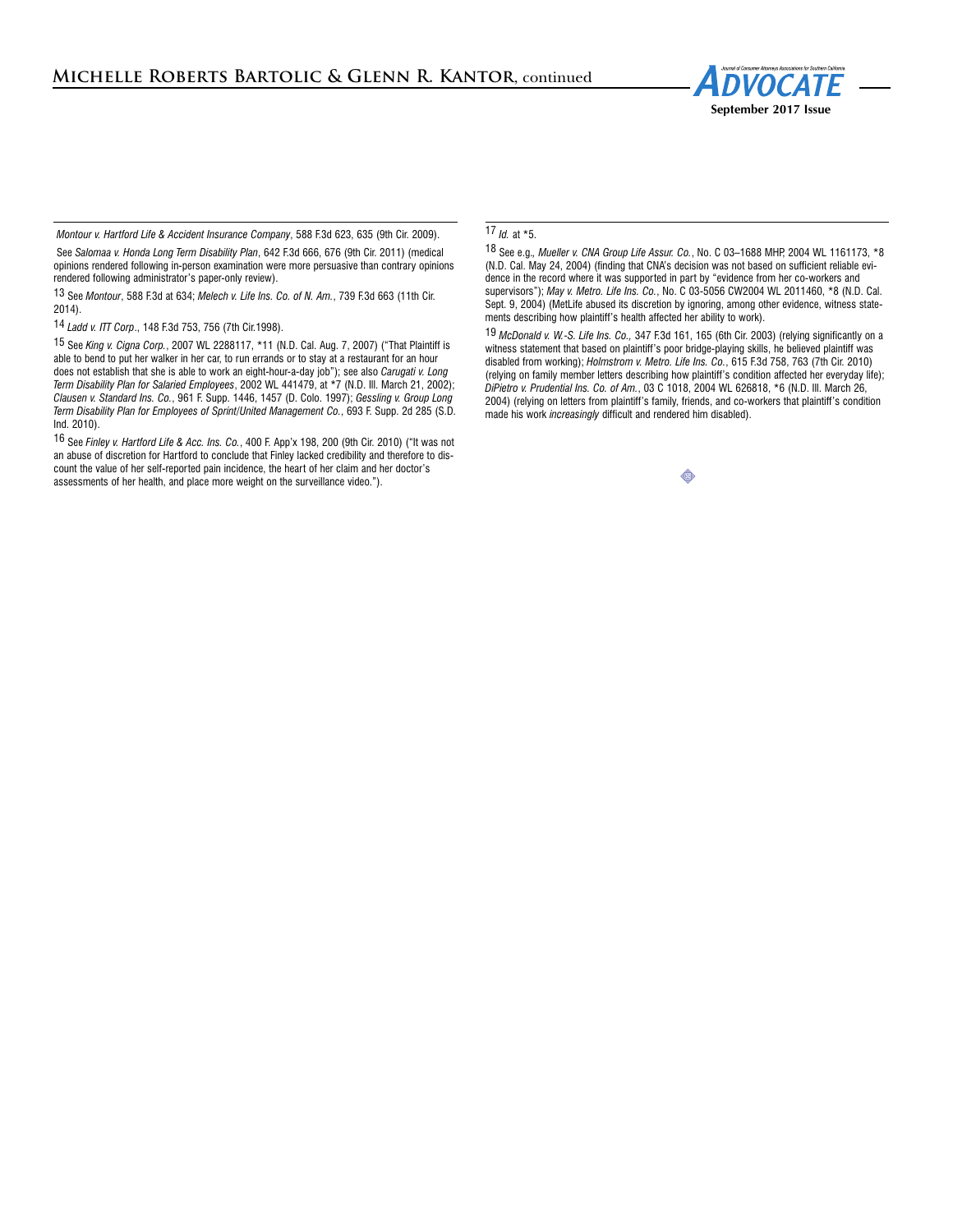Montour v. Hartford Life & Accident Insurance Company, 588 F.3d 623, 635 (9th Cir. 2009).

See *Salomaa v. Honda Long Term Disability Plan*, 642 F.3d 666, 676 (9th Cir. 2011) (medical opinions rendered following in-person examination were more persuasive than contrary opinions rendered following administrator's paper-only review).

[13] See *Montour*, 588 F.3d at 634; *Melech v. Life Ins. Co. of N. Am.*, 739 F.3d 663 (11th Cir. 2014).

[14] *Ladd v. ITT Corp*., 148 F.3d 753, 756 (7th Cir.1998).

[15] See *King v. Cigna Corp.*, 2007 WL 2288117, *11 (N.D. Cal. Aug. 7, 2007) ("That Plaintiff is able to bend to put her walker in her car, to run errands or to stay at a restaurant for an hour does not establish that she is able to work an eight-hour-a-day job"); see also *Carugati v. Long Term Disability Plan for Salaried Employees*, 2002 WL 441479, at *7 (N.D. Ill. March 21, 2002); *Clausen v. Standard Ins. Co.*, 961 F. Supp. 1446, 1457 (D. Colo. 1997); *Gessling v. Group Long Term Disability Plan for Employees of Sprint/United Management Co.*, 693 F. Supp. 2d 285 (S.D. Ind. 2010).

[16] See *Finley v. Hartford Life & Acc. Ins. Co.*, 400 F. App'x 198, 200 (9th Cir. 2010) ("It was not an abuse of discretion for Hartford to conclude that Finley lacked credibility and therefore to discount the value of her self-reported pain incidence, the heart of her claim and her doctor's assessments of her health, and place more weight on the surveillance video.").

[17] *Id.* at *5.

[18] See e.g., *Mueller v. CNA Group Life Assur. Co.*, No. C 03–1688 MHP, 2004 WL 1161173, *8 (N.D. Cal. May 24, 2004) (finding that CNA's decision was not based on sufficient reliable evidence in the record where it was supported in part by "evidence from her co-workers and supervisors"); *May v. Metro. Life Ins. Co.*, No. C 03-5056 CW2004 WL 2011460, *8 (N.D. Cal. Sept. 9, 2004) (MetLife abused its discretion by ignoring, among other evidence, witness statements describing how plaintiff's health affected her ability to work).

[19] *McDonald v. W.-S. Life Ins. Co.,* 347 F.3d 161, 165 (6th Cir. 2003) (relying significantly on a witness statement that based on plaintiff's poor bridge-playing skills, he believed plaintiff was disabled from working); *Holmstrom v. Metro. Life Ins. Co.*, 615 F.3d 758, 763 (7th Cir. 2010) (relying on family member letters describing how plaintiff's condition affected her everyday life); *DiPietro v. Prudential Ins. Co. of Am.*, 03 C 1018, 2004 WL 626818, *6 (N.D. Ill. March 26, 2004) (relying on letters from plaintiff's family, friends, and co-workers that plaintiff's condition made his work *increasingly* difficult and rendered him disabled).